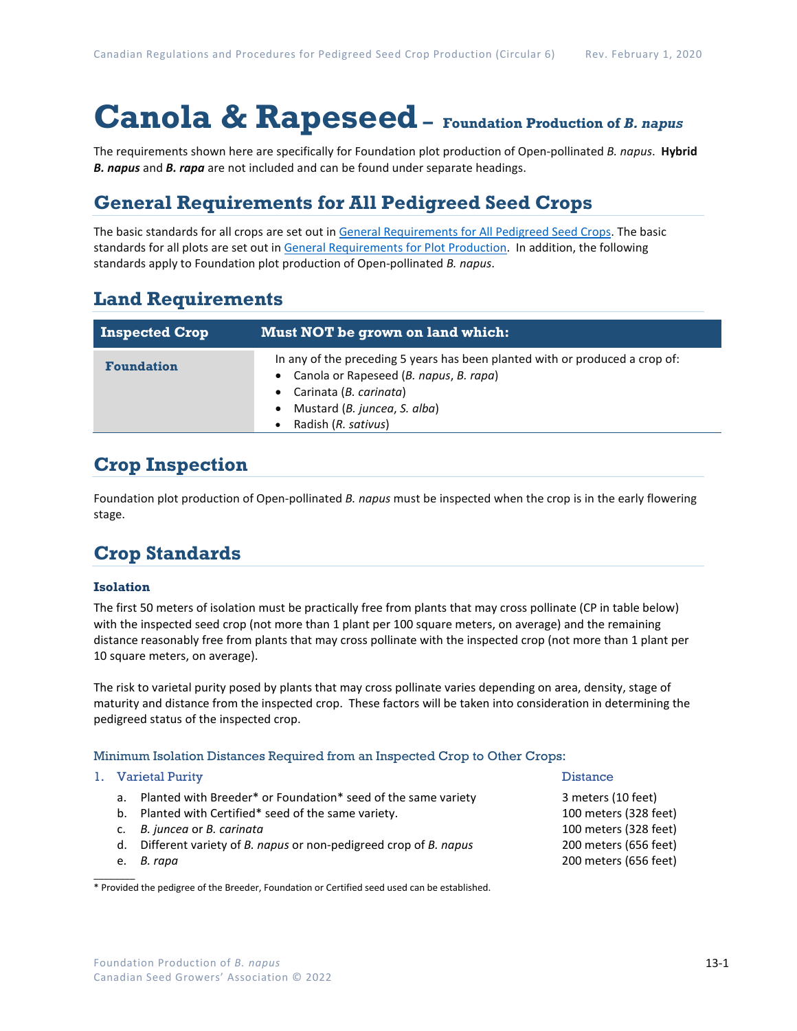# Canola & Rapeseed – Foundation Production of *B. napus*

The requirements shown here are specifically for Foundation plot production of Open-pollinated *B. napus*. ***Hybrid B. napus*** and ***B. rapa*** are not included and can be found under separate headings.

## General Requirements for All Pedigreed Seed Crops

The basic standards for all crops are set out in General Requirements for All Pedigreed Seed Crops. The basic standards for all plots are set out in General Requirements for Plot Production. In addition, the following standards apply to Foundation plot production of Open-pollinated *B. napus*.

## Land Requirements

| Inspected Crop | Must NOT be grown on land which: |
|---|---|
| **Foundation** | In any of the preceding 5 years has been planted with or produced a crop of:<br>• Canola or Rapeseed (*B. napus*, *B. rapa*)<br>• Carinata (*B. carinata*)<br>• Mustard (*B. juncea*, *S. alba*)<br>• Radish (*R. sativus*) |

## Crop Inspection

Foundation plot production of Open-pollinated *B. napus* must be inspected when the crop is in the early flowering stage.

## Crop Standards

### Isolation

The first 50 meters of isolation must be practically free from plants that may cross pollinate (CP in table below) with the inspected seed crop (not more than 1 plant per 100 square meters, on average) and the remaining distance reasonably free from plants that may cross pollinate with the inspected crop (not more than 1 plant per 10 square meters, on average).

The risk to varietal purity posed by plants that may cross pollinate varies depending on area, density, stage of maturity and distance from the inspected crop. These factors will be taken into consideration in determining the pedigreed status of the inspected crop.

#### Minimum Isolation Distances Required from an Inspected Crop to Other Crops:

| 1. Varietal Purity | Distance |
|---|---|
| a. Planted with Breeder* or Foundation* seed of the same variety | 3 meters (10 feet) |
| b. Planted with Certified* seed of the same variety. | 100 meters (328 feet) |
| c. *B. juncea* or *B. carinata* | 100 meters (328 feet) |
| d. Different variety of *B. napus* or non-pedigreed crop of *B. napus* | 200 meters (656 feet) |
| e. *B. rapa* | 200 meters (656 feet) |

\* Provided the pedigree of the Breeder, Foundation or Certified seed used can be established.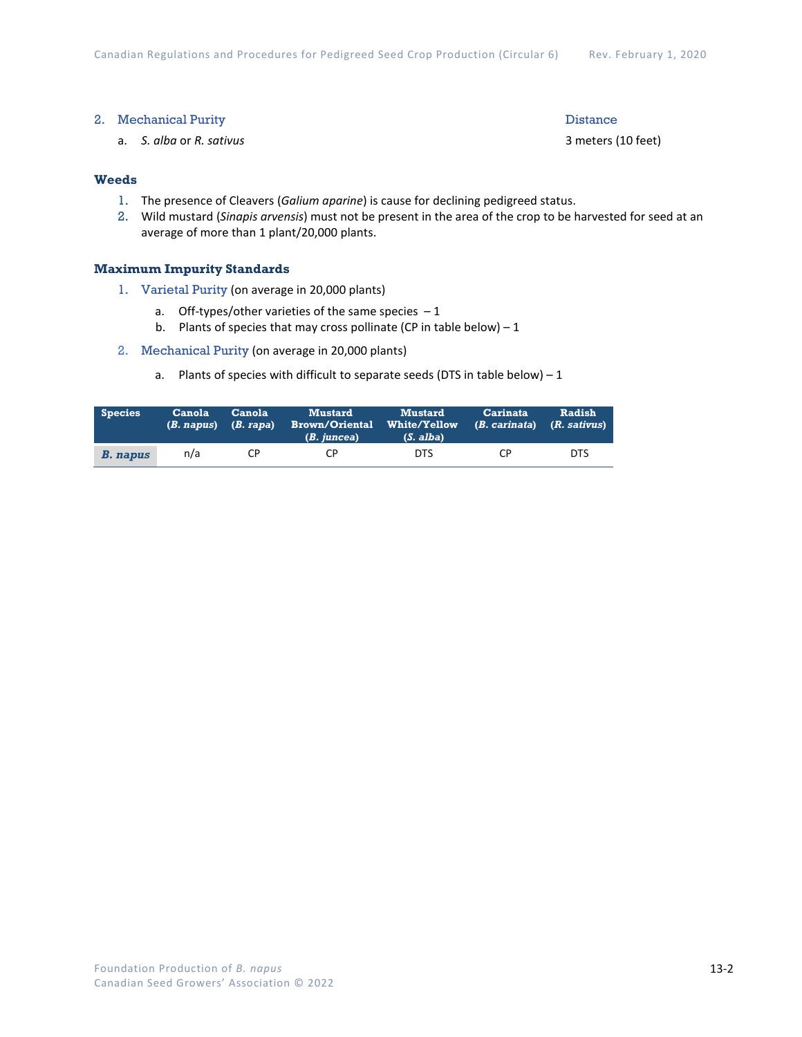2. Mechanical Purity — Distance

a. *S. alba* or *R. sativus* — 3 meters (10 feet)

### Weeds

1. The presence of Cleavers (*Galium aparine*) is cause for declining pedigreed status.
2. Wild mustard (*Sinapis arvensis*) must not be present in the area of the crop to be harvested for seed at an average of more than 1 plant/20,000 plants.

### Maximum Impurity Standards

1. Varietal Purity (on average in 20,000 plants)
   a. Off-types/other varieties of the same species – 1
   b. Plants of species that may cross pollinate (CP in table below) – 1
2. Mechanical Purity (on average in 20,000 plants)
   a. Plants of species with difficult to separate seeds (DTS in table below) – 1

| Species | Canola (*B. napus*) | Canola (*B. rapa*) | Mustard Brown/Oriental (*B. juncea*) | Mustard White/Yellow (*S. alba*) | Carinata (*B. carinata*) | Radish (*R. sativus*) |
|---|---|---|---|---|---|---|
| ***B. napus*** | n/a | CP | CP | DTS | CP | DTS |